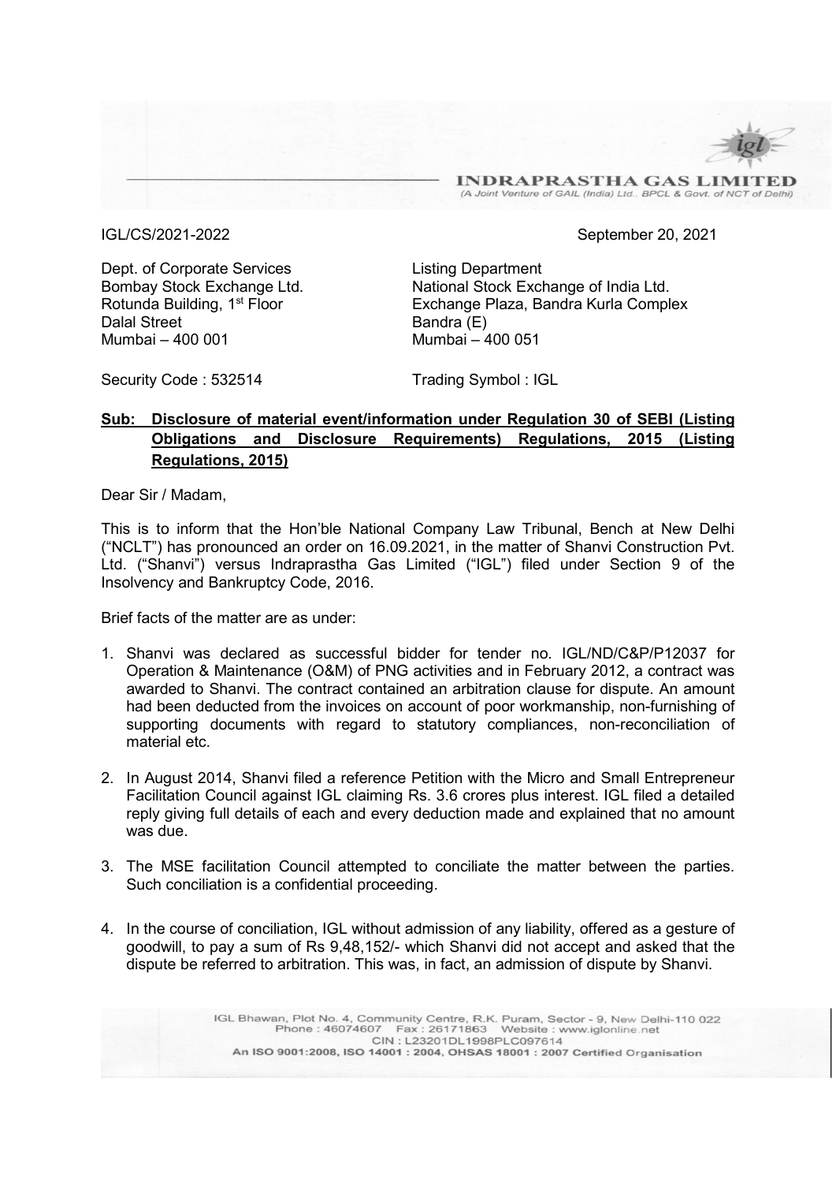**INDRAPRASTHA GAS LIMITED**
(A Joint Venture of GAIL (India) Ltd., BPCL & Govt. of NCT of Delhi)

IGL/CS/2021-2022

September 20, 2021

Dept. of Corporate Services
Bombay Stock Exchange Ltd.
Rotunda Building, 1st Floor
Dalal Street
Mumbai – 400 001

Listing Department
National Stock Exchange of India Ltd.
Exchange Plaza, Bandra Kurla Complex
Bandra (E)
Mumbai – 400 051

Security Code : 532514

Trading Symbol : IGL

**Sub: <u>Disclosure of material event/information under Regulation 30 of SEBI (Listing Obligations and Disclosure Requirements) Regulations, 2015 (Listing Regulations, 2015)</u>**

Dear Sir / Madam,

This is to inform that the Hon'ble National Company Law Tribunal, Bench at New Delhi ("NCLT") has pronounced an order on 16.09.2021, in the matter of Shanvi Construction Pvt. Ltd. ("Shanvi") versus Indraprastha Gas Limited ("IGL") filed under Section 9 of the Insolvency and Bankruptcy Code, 2016.

Brief facts of the matter are as under:

1. Shanvi was declared as successful bidder for tender no. IGL/ND/C&P/P12037 for Operation & Maintenance (O&M) of PNG activities and in February 2012, a contract was awarded to Shanvi. The contract contained an arbitration clause for dispute. An amount had been deducted from the invoices on account of poor workmanship, non-furnishing of supporting documents with regard to statutory compliances, non-reconciliation of material etc.

2. In August 2014, Shanvi filed a reference Petition with the Micro and Small Entrepreneur Facilitation Council against IGL claiming Rs. 3.6 crores plus interest. IGL filed a detailed reply giving full details of each and every deduction made and explained that no amount was due.

3. The MSE facilitation Council attempted to conciliate the matter between the parties. Such conciliation is a confidential proceeding.

4. In the course of conciliation, IGL without admission of any liability, offered as a gesture of goodwill, to pay a sum of Rs 9,48,152/- which Shanvi did not accept and asked that the dispute be referred to arbitration. This was, in fact, an admission of dispute by Shanvi.

IGL Bhawan, Plot No. 4, Community Centre, R.K. Puram, Sector - 9, New Delhi-110 022
Phone : 46074607 Fax : 26171863 Website : www.iglonline.net
CIN : L23201DL1998PLC097614
An ISO 9001:2008, ISO 14001 : 2004, OHSAS 18001 : 2007 Certified Organisation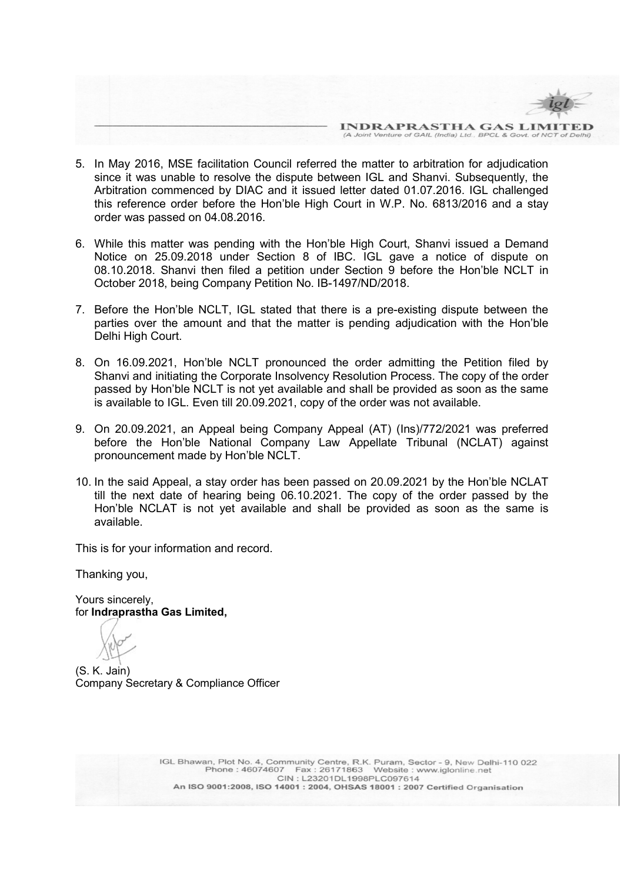5. In May 2016, MSE facilitation Council referred the matter to arbitration for adjudication since it was unable to resolve the dispute between IGL and Shanvi. Subsequently, the Arbitration commenced by DIAC and it issued letter dated 01.07.2016. IGL challenged this reference order before the Hon'ble High Court in W.P. No. 6813/2016 and a stay order was passed on 04.08.2016.

6. While this matter was pending with the Hon'ble High Court, Shanvi issued a Demand Notice on 25.09.2018 under Section 8 of IBC. IGL gave a notice of dispute on 08.10.2018. Shanvi then filed a petition under Section 9 before the Hon'ble NCLT in October 2018, being Company Petition No. IB-1497/ND/2018.

7. Before the Hon'ble NCLT, IGL stated that there is a pre-existing dispute between the parties over the amount and that the matter is pending adjudication with the Hon'ble Delhi High Court.

8. On 16.09.2021, Hon'ble NCLT pronounced the order admitting the Petition filed by Shanvi and initiating the Corporate Insolvency Resolution Process. The copy of the order passed by Hon'ble NCLT is not yet available and shall be provided as soon as the same is available to IGL. Even till 20.09.2021, copy of the order was not available.

9. On 20.09.2021, an Appeal being Company Appeal (AT) (Ins)/772/2021 was preferred before the Hon'ble National Company Law Appellate Tribunal (NCLAT) against pronouncement made by Hon'ble NCLT.

10. In the said Appeal, a stay order has been passed on 20.09.2021 by the Hon'ble NCLAT till the next date of hearing being 06.10.2021. The copy of the order passed by the Hon'ble NCLAT is not yet available and shall be provided as soon as the same is available.

This is for your information and record.

Thanking you,

Yours sincerely,
for **Indraprastha Gas Limited,**

(S. K. Jain)
Company Secretary & Compliance Officer